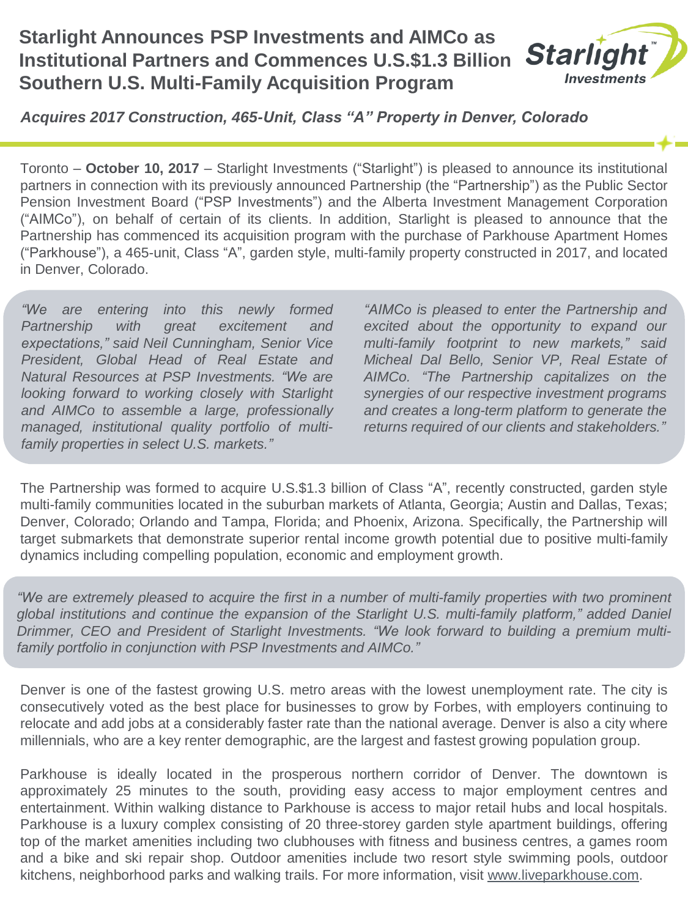# Starlight Announces PSP Investments and AIMCo as Institutional Partners and Commences U.S.$1.3 Billion Southern U.S. Multi-Family Acquisition Program

Starlight™ Investments

### *Acquires 2017 Construction, 465-Unit, Class "A" Property in Denver, Colorado*

Toronto – **October 10, 2017** – Starlight Investments ("Starlight") is pleased to announce its institutional partners in connection with its previously announced Partnership (the "Partnership") as the Public Sector Pension Investment Board ("PSP Investments") and the Alberta Investment Management Corporation ("AIMCo"), on behalf of certain of its clients. In addition, Starlight is pleased to announce that the Partnership has commenced its acquisition program with the purchase of Parkhouse Apartment Homes ("Parkhouse"), a 465-unit, Class "A", garden style, multi-family property constructed in 2017, and located in Denver, Colorado.

*"We are entering into this newly formed Partnership with great excitement and expectations," said Neil Cunningham, Senior Vice President, Global Head of Real Estate and Natural Resources at PSP Investments. "We are looking forward to working closely with Starlight and AIMCo to assemble a large, professionally managed, institutional quality portfolio of multi-family properties in select U.S. markets."*

*"AIMCo is pleased to enter the Partnership and excited about the opportunity to expand our multi-family footprint to new markets," said Micheal Dal Bello, Senior VP, Real Estate of AIMCo. "The Partnership capitalizes on the synergies of our respective investment programs and creates a long-term platform to generate the returns required of our clients and stakeholders."*

The Partnership was formed to acquire U.S.$1.3 billion of Class "A", recently constructed, garden style multi-family communities located in the suburban markets of Atlanta, Georgia; Austin and Dallas, Texas; Denver, Colorado; Orlando and Tampa, Florida; and Phoenix, Arizona. Specifically, the Partnership will target submarkets that demonstrate superior rental income growth potential due to positive multi-family dynamics including compelling population, economic and employment growth.

*"We are extremely pleased to acquire the first in a number of multi-family properties with two prominent global institutions and continue the expansion of the Starlight U.S. multi-family platform," added Daniel Drimmer, CEO and President of Starlight Investments. "We look forward to building a premium multi-family portfolio in conjunction with PSP Investments and AIMCo."*

Denver is one of the fastest growing U.S. metro areas with the lowest unemployment rate. The city is consecutively voted as the best place for businesses to grow by Forbes, with employers continuing to relocate and add jobs at a considerably faster rate than the national average. Denver is also a city where millennials, who are a key renter demographic, are the largest and fastest growing population group.

Parkhouse is ideally located in the prosperous northern corridor of Denver. The downtown is approximately 25 minutes to the south, providing easy access to major employment centres and entertainment. Within walking distance to Parkhouse is access to major retail hubs and local hospitals. Parkhouse is a luxury complex consisting of 20 three-storey garden style apartment buildings, offering top of the market amenities including two clubhouses with fitness and business centres, a games room and a bike and ski repair shop. Outdoor amenities include two resort style swimming pools, outdoor kitchens, neighborhood parks and walking trails. For more information, visit www.liveparkhouse.com.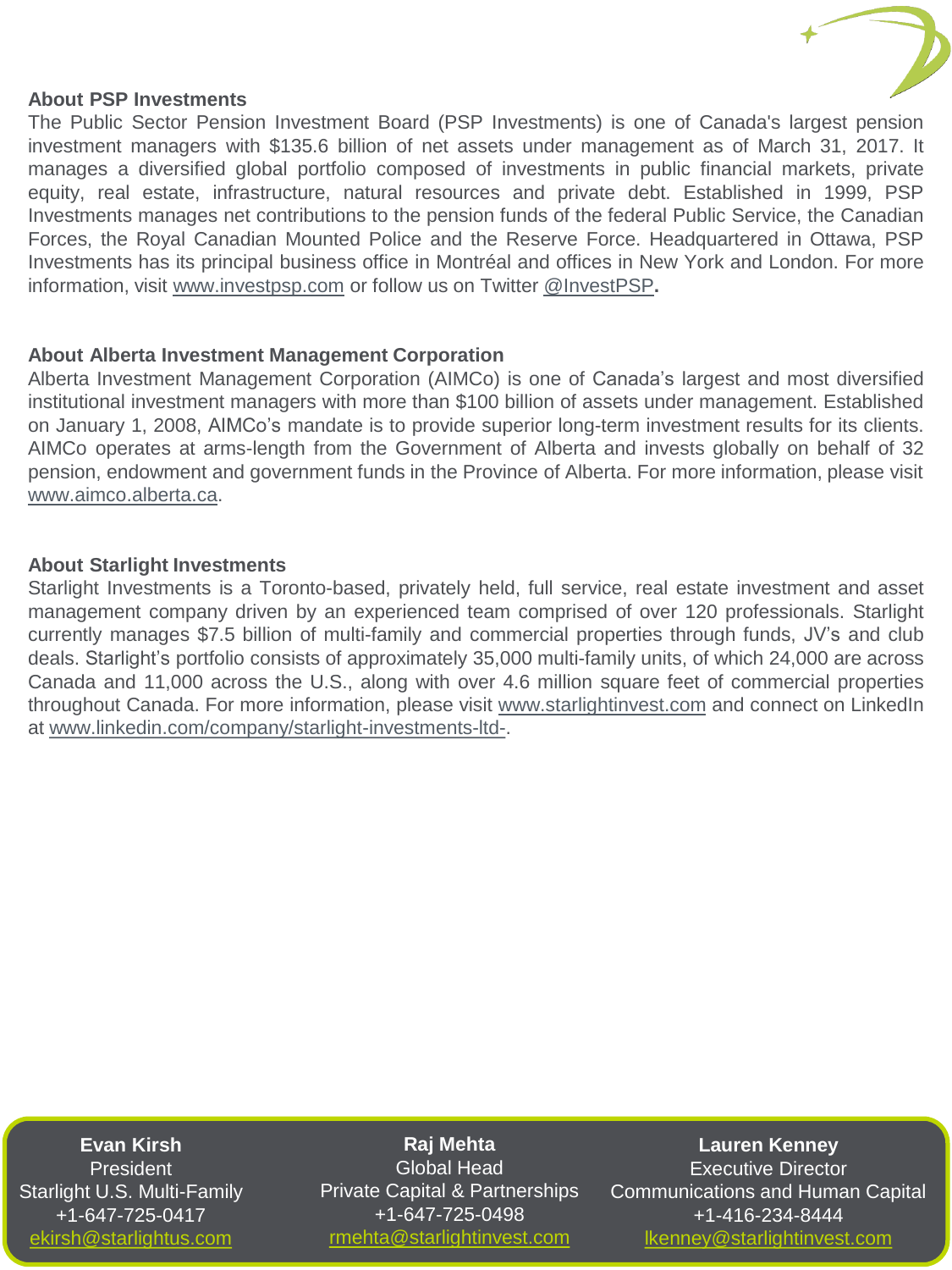## About PSP Investments

The Public Sector Pension Investment Board (PSP Investments) is one of Canada's largest pension investment managers with $135.6 billion of net assets under management as of March 31, 2017. It manages a diversified global portfolio composed of investments in public financial markets, private equity, real estate, infrastructure, natural resources and private debt. Established in 1999, PSP Investments manages net contributions to the pension funds of the federal Public Service, the Canadian Forces, the Royal Canadian Mounted Police and the Reserve Force. Headquartered in Ottawa, PSP Investments has its principal business office in Montréal and offices in New York and London. For more information, visit www.investpsp.com or follow us on Twitter @InvestPSP**.**

## About Alberta Investment Management Corporation

Alberta Investment Management Corporation (AIMCo) is one of Canada's largest and most diversified institutional investment managers with more than $100 billion of assets under management. Established on January 1, 2008, AIMCo's mandate is to provide superior long-term investment results for its clients. AIMCo operates at arms-length from the Government of Alberta and invests globally on behalf of 32 pension, endowment and government funds in the Province of Alberta. For more information, please visit www.aimco.alberta.ca.

## About Starlight Investments

Starlight Investments is a Toronto-based, privately held, full service, real estate investment and asset management company driven by an experienced team comprised of over 120 professionals. Starlight currently manages $7.5 billion of multi-family and commercial properties through funds, JV's and club deals. Starlight's portfolio consists of approximately 35,000 multi-family units, of which 24,000 are across Canada and 11,000 across the U.S., along with over 4.6 million square feet of commercial properties throughout Canada. For more information, please visit www.starlightinvest.com and connect on LinkedIn at www.linkedin.com/company/starlight-investments-ltd-.

**Evan Kirsh**
President
Starlight U.S. Multi-Family
+1-647-725-0417
ekirsh@starlightus.com

**Raj Mehta**
Global Head
Private Capital & Partnerships
+1-647-725-0498
rmehta@starlightinvest.com

**Lauren Kenney**
Executive Director
Communications and Human Capital
+1-416-234-8444
lkenney@starlightinvest.com